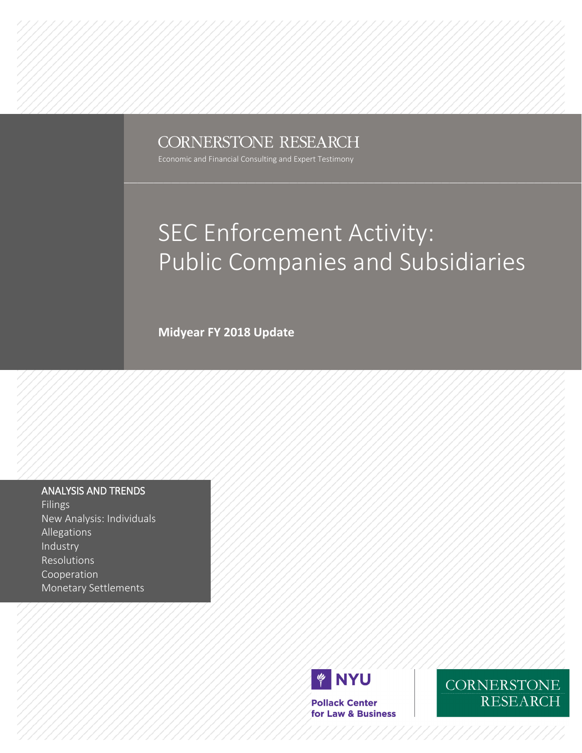CORNERSTONE RESEARCH

Economic and Financial Consulting and Expert Testimony

# SEC Enforcement Activity: Public Companies and Subsidiaries

**Midyear FY 2018 Update**

ANALYSIS AND TRENDS

- Filings
- New Analysis: Individuals
- Allegations
- Industry
- Resolutions
- Cooperation
- Monetary Settlements

NYU Pollack Center for Law & Business

CORNERSTONE RESEARCH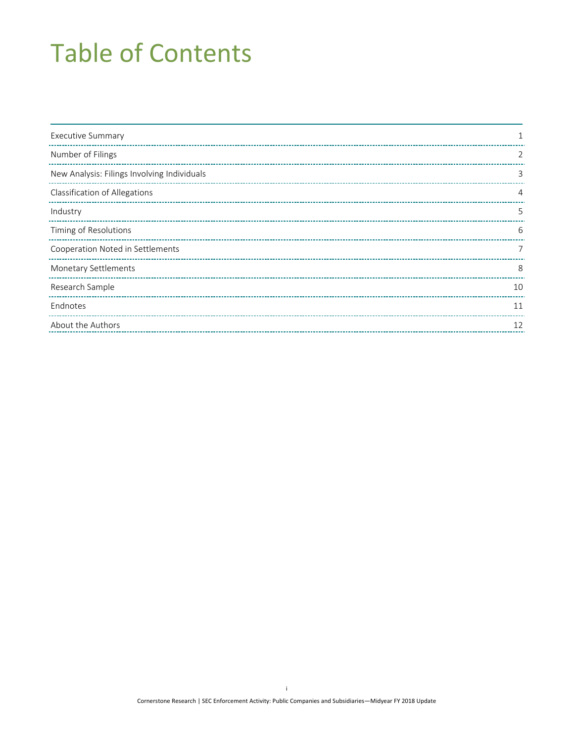# Table of Contents

| | |
|---|---|
| Executive Summary | 1 |
| Number of Filings | 2 |
| New Analysis: Filings Involving Individuals | 3 |
| Classification of Allegations | 4 |
| Industry | 5 |
| Timing of Resolutions | 6 |
| Cooperation Noted in Settlements | 7 |
| Monetary Settlements | 8 |
| Research Sample | 10 |
| Endnotes | 11 |
| About the Authors | 12 |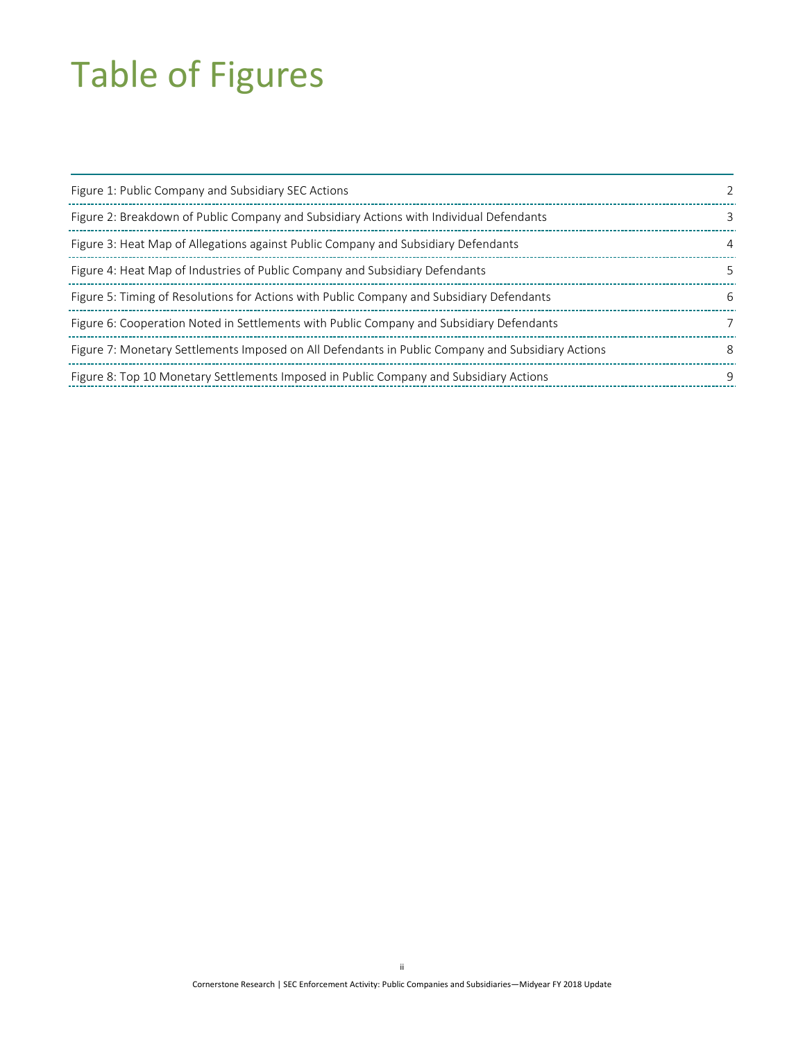# Table of Figures

| | |
|---|---|
| Figure 1: Public Company and Subsidiary SEC Actions | 2 |
| Figure 2: Breakdown of Public Company and Subsidiary Actions with Individual Defendants | 3 |
| Figure 3: Heat Map of Allegations against Public Company and Subsidiary Defendants | 4 |
| Figure 4: Heat Map of Industries of Public Company and Subsidiary Defendants | 5 |
| Figure 5: Timing of Resolutions for Actions with Public Company and Subsidiary Defendants | 6 |
| Figure 6: Cooperation Noted in Settlements with Public Company and Subsidiary Defendants | 7 |
| Figure 7: Monetary Settlements Imposed on All Defendants in Public Company and Subsidiary Actions | 8 |
| Figure 8: Top 10 Monetary Settlements Imposed in Public Company and Subsidiary Actions | 9 |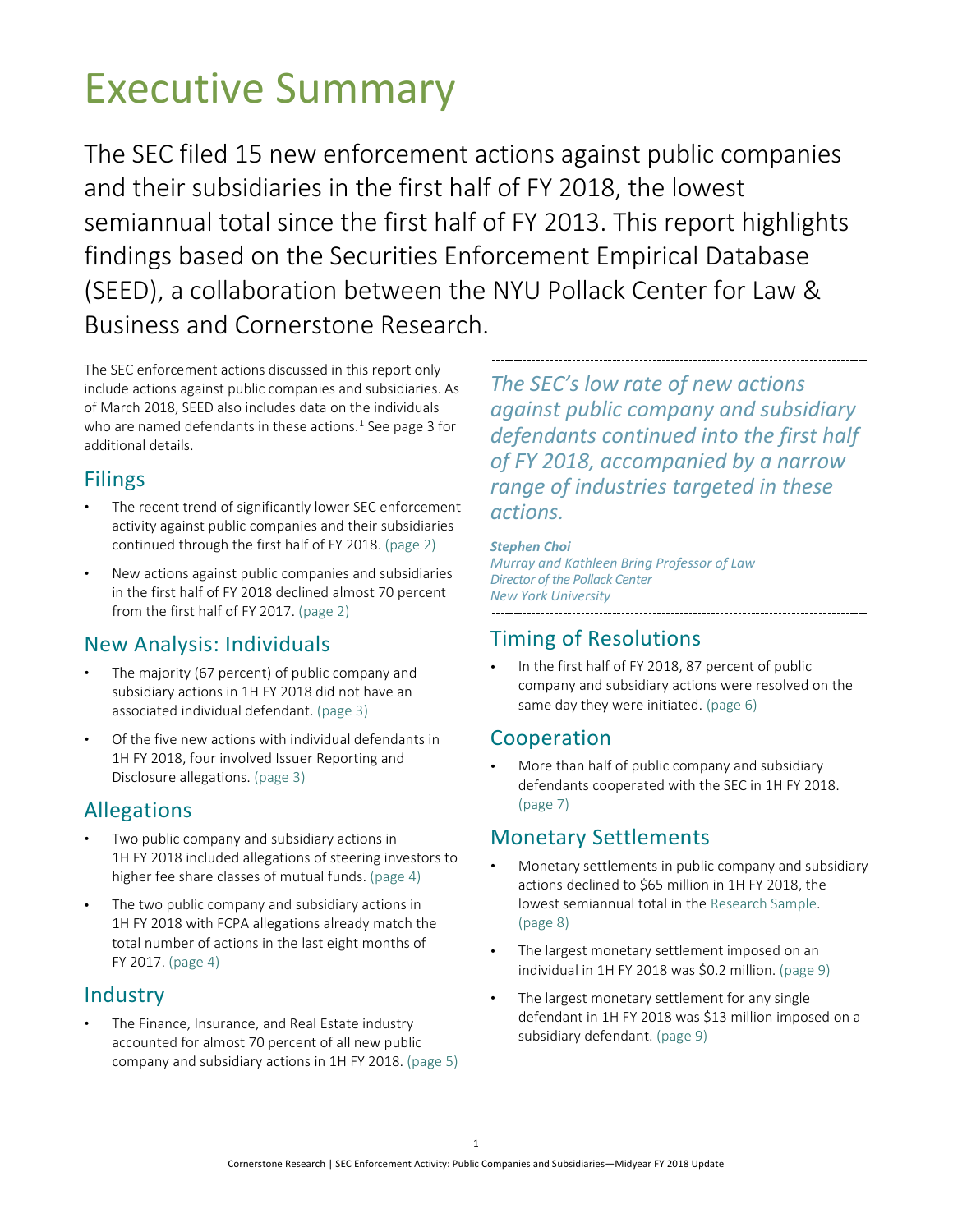# Executive Summary

The SEC filed 15 new enforcement actions against public companies and their subsidiaries in the first half of FY 2018, the lowest semiannual total since the first half of FY 2013. This report highlights findings based on the Securities Enforcement Empirical Database (SEED), a collaboration between the NYU Pollack Center for Law & Business and Cornerstone Research.

The SEC enforcement actions discussed in this report only include actions against public companies and subsidiaries. As of March 2018, SEED also includes data on the individuals who are named defendants in these actions.[1] See page 3 for additional details.

## Filings

- The recent trend of significantly lower SEC enforcement activity against public companies and their subsidiaries continued through the first half of FY 2018. (page 2)
- New actions against public companies and subsidiaries in the first half of FY 2018 declined almost 70 percent from the first half of FY 2017. (page 2)

## New Analysis: Individuals

- The majority (67 percent) of public company and subsidiary actions in 1H FY 2018 did not have an associated individual defendant. (page 3)
- Of the five new actions with individual defendants in 1H FY 2018, four involved Issuer Reporting and Disclosure allegations. (page 3)

## Allegations

- Two public company and subsidiary actions in 1H FY 2018 included allegations of steering investors to higher fee share classes of mutual funds. (page 4)
- The two public company and subsidiary actions in 1H FY 2018 with FCPA allegations already match the total number of actions in the last eight months of FY 2017. (page 4)

## Industry

- The Finance, Insurance, and Real Estate industry accounted for almost 70 percent of all new public company and subsidiary actions in 1H FY 2018. (page 5)

*The SEC's low rate of new actions against public company and subsidiary defendants continued into the first half of FY 2018, accompanied by a narrow range of industries targeted in these actions.*

***Stephen Choi***
*Murray and Kathleen Bring Professor of Law*
*Director of the Pollack Center*
*New York University*

## Timing of Resolutions

- In the first half of FY 2018, 87 percent of public company and subsidiary actions were resolved on the same day they were initiated. (page 6)

## Cooperation

- More than half of public company and subsidiary defendants cooperated with the SEC in 1H FY 2018. (page 7)

## Monetary Settlements

- Monetary settlements in public company and subsidiary actions declined to $65 million in 1H FY 2018, the lowest semiannual total in the Research Sample. (page 8)
- The largest monetary settlement imposed on an individual in 1H FY 2018 was $0.2 million. (page 9)
- The largest monetary settlement for any single defendant in 1H FY 2018 was $13 million imposed on a subsidiary defendant. (page 9)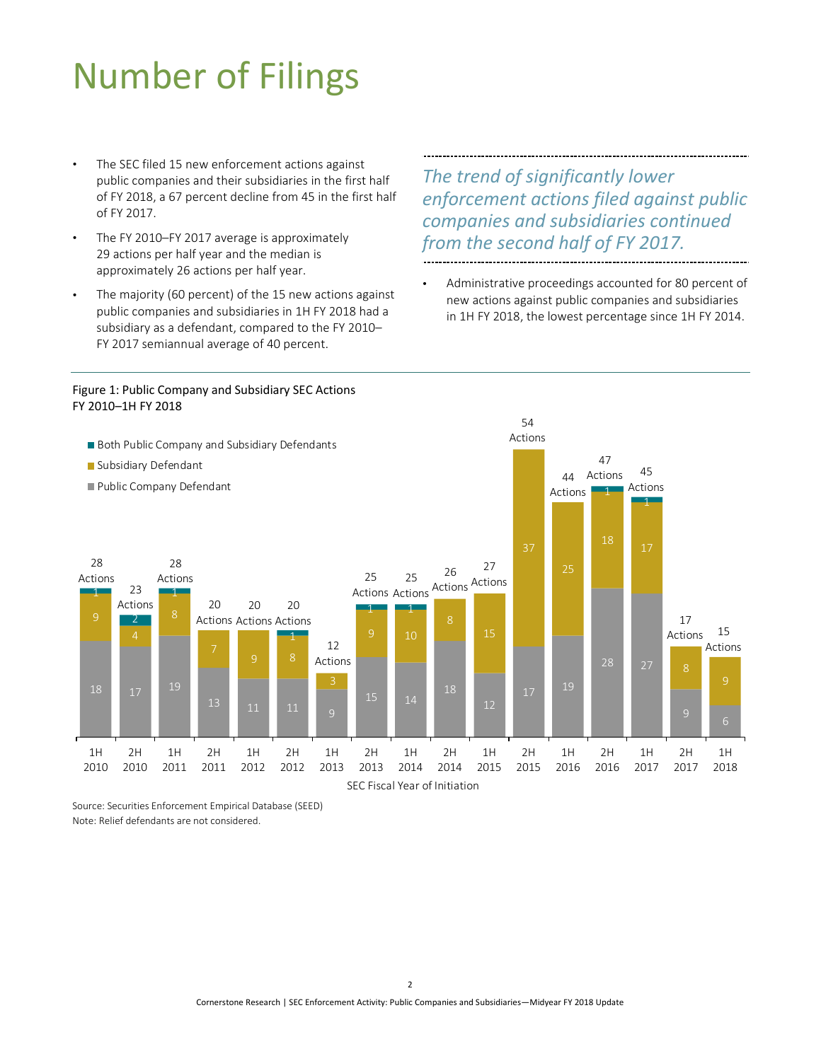# Number of Filings

- The SEC filed 15 new enforcement actions against public companies and their subsidiaries in the first half of FY 2018, a 67 percent decline from 45 in the first half of FY 2017.
- The FY 2010–FY 2017 average is approximately 29 actions per half year and the median is approximately 26 actions per half year.
- The majority (60 percent) of the 15 new actions against public companies and subsidiaries in 1H FY 2018 had a subsidiary as a defendant, compared to the FY 2010–FY 2017 semiannual average of 40 percent.

*The trend of significantly lower enforcement actions filed against public companies and subsidiaries continued from the second half of FY 2017.*

- Administrative proceedings accounted for 80 percent of new actions against public companies and subsidiaries in 1H FY 2018, the lowest percentage since 1H FY 2014.

Figure 1: Public Company and Subsidiary SEC Actions
FY 2010–1H FY 2018

| SEC Fiscal Year of Initiation | Public Company Defendant | Subsidiary Defendant | Both Public Company and Subsidiary Defendants | Total Actions |
|---|---|---|---|---|
| 1H 2010 | 18 | 9 | 1 | 28 |
| 2H 2010 | 17 | 4 | 2 | 23 |
| 1H 2011 | 19 | 8 | 1 | 28 |
| 2H 2011 | 13 | 7 | | 20 |
| 1H 2012 | 11 | 9 | | 20 |
| 2H 2012 | 11 | 8 | 1 | 20 |
| 1H 2013 | 9 | 3 | | 12 |
| 2H 2013 | 15 | 9 | 1 | 25 |
| 1H 2014 | 14 | 10 | 1 | 25 |
| 2H 2014 | 18 | 8 | | 26 |
| 1H 2015 | 12 | 15 | | 27 |
| 2H 2015 | 17 | 37 | | 54 |
| 1H 2016 | 19 | 25 | | 44 |
| 2H 2016 | 28 | 18 | 1 | 47 |
| 1H 2017 | 27 | 17 | 1 | 45 |
| 2H 2017 | 9 | 8 | | 17 |
| 1H 2018 | 6 | 9 | | 15 |

Source: Securities Enforcement Empirical Database (SEED)
Note: Relief defendants are not considered.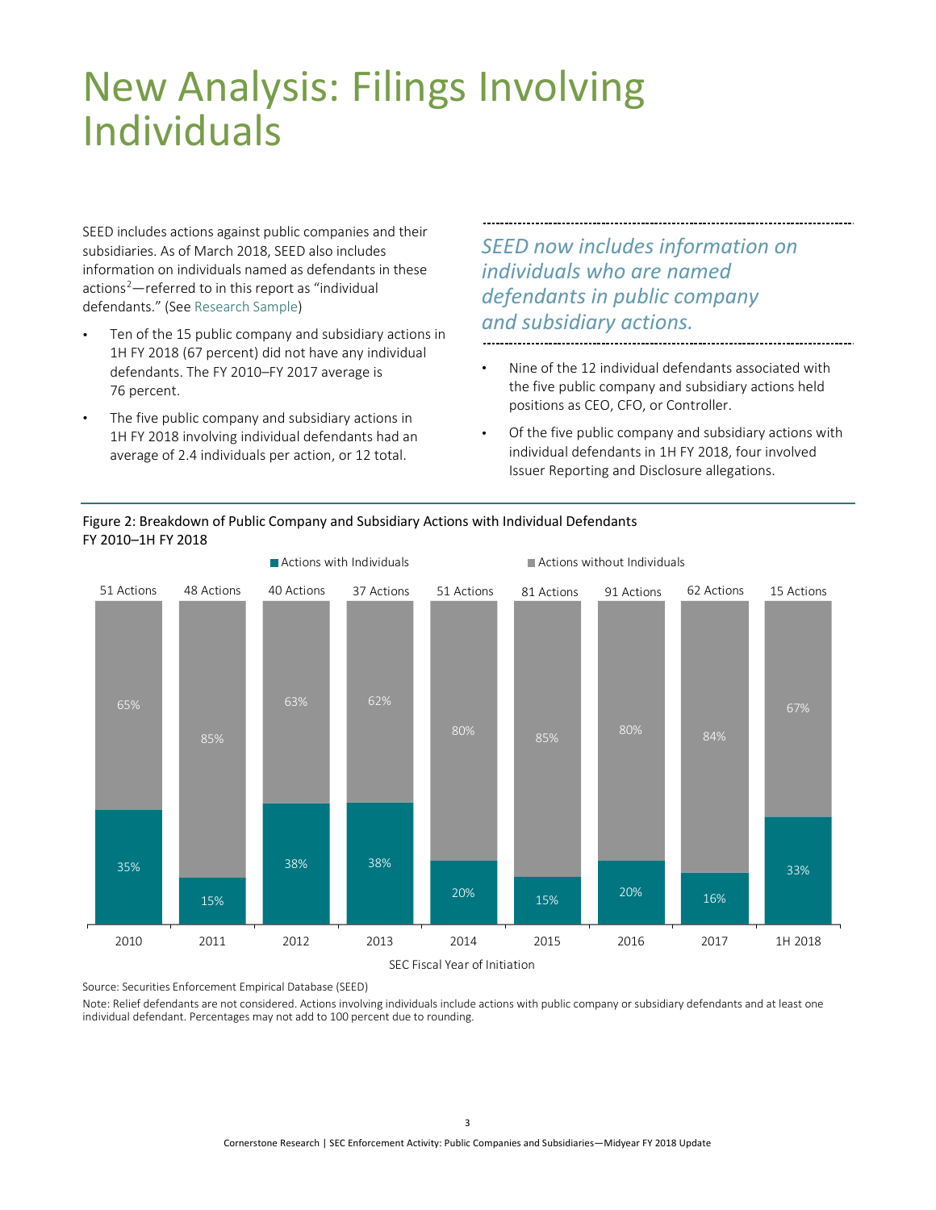# New Analysis: Filings Involving Individuals

SEED includes actions against public companies and their subsidiaries. As of March 2018, SEED also includes information on individuals named as defendants in these actions[2]—referred to in this report as "individual defendants." (See Research Sample)

- Ten of the 15 public company and subsidiary actions in 1H FY 2018 (67 percent) did not have any individual defendants. The FY 2010–FY 2017 average is 76 percent.
- The five public company and subsidiary actions in 1H FY 2018 involving individual defendants had an average of 2.4 individuals per action, or 12 total.

*SEED now includes information on individuals who are named defendants in public company and subsidiary actions.*

- Nine of the 12 individual defendants associated with the five public company and subsidiary actions held positions as CEO, CFO, or Controller.
- Of the five public company and subsidiary actions with individual defendants in 1H FY 2018, four involved Issuer Reporting and Disclosure allegations.

Figure 2: Breakdown of Public Company and Subsidiary Actions with Individual Defendants
FY 2010–1H FY 2018

| SEC Fiscal Year of Initiation | Total Actions | Actions with Individuals | Actions without Individuals |
|---|---|---|---|
| 2010 | 51 Actions | 35% | 65% |
| 2011 | 48 Actions | 15% | 85% |
| 2012 | 40 Actions | 38% | 63% |
| 2013 | 37 Actions | 38% | 62% |
| 2014 | 51 Actions | 20% | 80% |
| 2015 | 81 Actions | 15% | 85% |
| 2016 | 91 Actions | 20% | 80% |
| 2017 | 62 Actions | 16% | 84% |
| 1H 2018 | 15 Actions | 33% | 67% |

Source: Securities Enforcement Empirical Database (SEED)

Note: Relief defendants are not considered. Actions involving individuals include actions with public company or subsidiary defendants and at least one individual defendant. Percentages may not add to 100 percent due to rounding.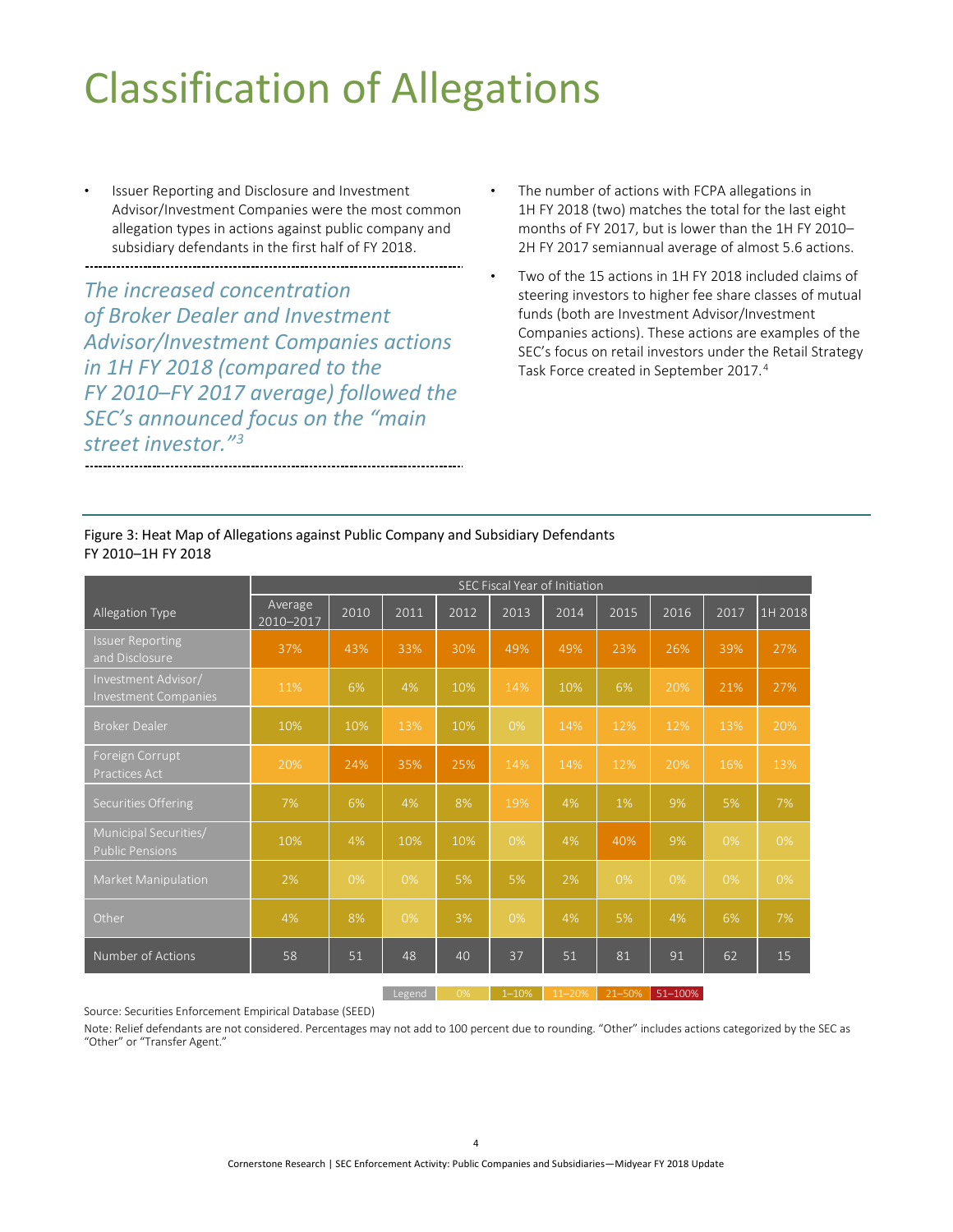# Classification of Allegations

- Issuer Reporting and Disclosure and Investment Advisor/Investment Companies were the most common allegation types in actions against public company and subsidiary defendants in the first half of FY 2018.

*The increased concentration of Broker Dealer and Investment Advisor/Investment Companies actions in 1H FY 2018 (compared to the FY 2010–FY 2017 average) followed the SEC's announced focus on the "main street investor."[3]*

- The number of actions with FCPA allegations in 1H FY 2018 (two) matches the total for the last eight months of FY 2017, but is lower than the 1H FY 2010–2H FY 2017 semiannual average of almost 5.6 actions.
- Two of the 15 actions in 1H FY 2018 included claims of steering investors to higher fee share classes of mutual funds (both are Investment Advisor/Investment Companies actions). These actions are examples of the SEC's focus on retail investors under the Retail Strategy Task Force created in September 2017.[4]

Figure 3: Heat Map of Allegations against Public Company and Subsidiary Defendants FY 2010–1H FY 2018

| | SEC Fiscal Year of Initiation | | | | | | | | | |
|---|---|---|---|---|---|---|---|---|---|---|
| Allegation Type | Average 2010–2017 | 2010 | 2011 | 2012 | 2013 | 2014 | 2015 | 2016 | 2017 | 1H 2018 |
| Issuer Reporting and Disclosure | 37% | 43% | 33% | 30% | 49% | 49% | 23% | 26% | 39% | 27% |
| Investment Advisor/ Investment Companies | 11% | 6% | 4% | 10% | 14% | 10% | 6% | 20% | 21% | 27% |
| Broker Dealer | 10% | 10% | 13% | 10% | 0% | 14% | 12% | 12% | 13% | 20% |
| Foreign Corrupt Practices Act | 20% | 24% | 35% | 25% | 14% | 14% | 12% | 20% | 16% | 13% |
| Securities Offering | 7% | 6% | 4% | 8% | 19% | 4% | 1% | 9% | 5% | 7% |
| Municipal Securities/ Public Pensions | 10% | 4% | 10% | 10% | 0% | 4% | 40% | 9% | 0% | 0% |
| Market Manipulation | 2% | 0% | 0% | 5% | 5% | 2% | 0% | 0% | 0% | 0% |
| Other | 4% | 8% | 0% | 3% | 0% | 4% | 5% | 4% | 6% | 7% |
| Number of Actions | 58 | 51 | 48 | 40 | 37 | 51 | 81 | 91 | 62 | 15 |

Legend: 0% | 1–10% | 11–20% | 21–50% | 51–100%

Source: Securities Enforcement Empirical Database (SEED)

Note: Relief defendants are not considered. Percentages may not add to 100 percent due to rounding. "Other" includes actions categorized by the SEC as "Other" or "Transfer Agent."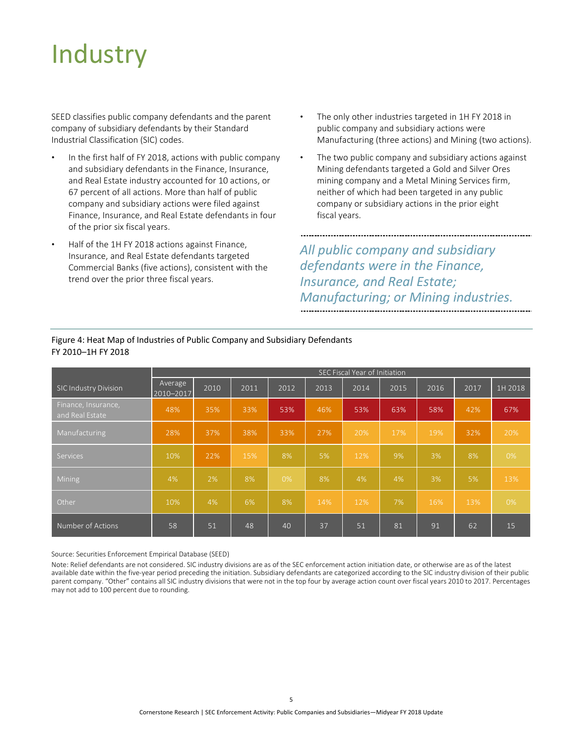# Industry

SEED classifies public company defendants and the parent company of subsidiary defendants by their Standard Industrial Classification (SIC) codes.

- In the first half of FY 2018, actions with public company and subsidiary defendants in the Finance, Insurance, and Real Estate industry accounted for 10 actions, or 67 percent of all actions. More than half of public company and subsidiary actions were filed against Finance, Insurance, and Real Estate defendants in four of the prior six fiscal years.
- Half of the 1H FY 2018 actions against Finance, Insurance, and Real Estate defendants targeted Commercial Banks (five actions), consistent with the trend over the prior three fiscal years.
- The only other industries targeted in 1H FY 2018 in public company and subsidiary actions were Manufacturing (three actions) and Mining (two actions).
- The two public company and subsidiary actions against Mining defendants targeted a Gold and Silver Ores mining company and a Metal Mining Services firm, neither of which had been targeted in any public company or subsidiary actions in the prior eight fiscal years.

*All public company and subsidiary defendants were in the Finance, Insurance, and Real Estate; Manufacturing; or Mining industries.*

Figure 4: Heat Map of Industries of Public Company and Subsidiary Defendants
FY 2010–1H FY 2018

| | SEC Fiscal Year of Initiation | | | | | | | | | |
|---|---|---|---|---|---|---|---|---|---|---|
| SIC Industry Division | Average 2010–2017 | 2010 | 2011 | 2012 | 2013 | 2014 | 2015 | 2016 | 2017 | 1H 2018 |
| Finance, Insurance, and Real Estate | 48% | 35% | 33% | 53% | 46% | 53% | 63% | 58% | 42% | 67% |
| Manufacturing | 28% | 37% | 38% | 33% | 27% | 20% | 17% | 19% | 32% | 20% |
| Services | 10% | 22% | 15% | 8% | 5% | 12% | 9% | 3% | 8% | 0% |
| Mining | 4% | 2% | 8% | 0% | 8% | 4% | 4% | 3% | 5% | 13% |
| Other | 10% | 4% | 6% | 8% | 14% | 12% | 7% | 16% | 13% | 0% |
| Number of Actions | 58 | 51 | 48 | 40 | 37 | 51 | 81 | 91 | 62 | 15 |

Source: Securities Enforcement Empirical Database (SEED)

Note: Relief defendants are not considered. SIC industry divisions are as of the SEC enforcement action initiation date, or otherwise are as of the latest available date within the five-year period preceding the initiation. Subsidiary defendants are categorized according to the SIC industry division of their public parent company. "Other" contains all SIC industry divisions that were not in the top four by average action count over fiscal years 2010 to 2017. Percentages may not add to 100 percent due to rounding.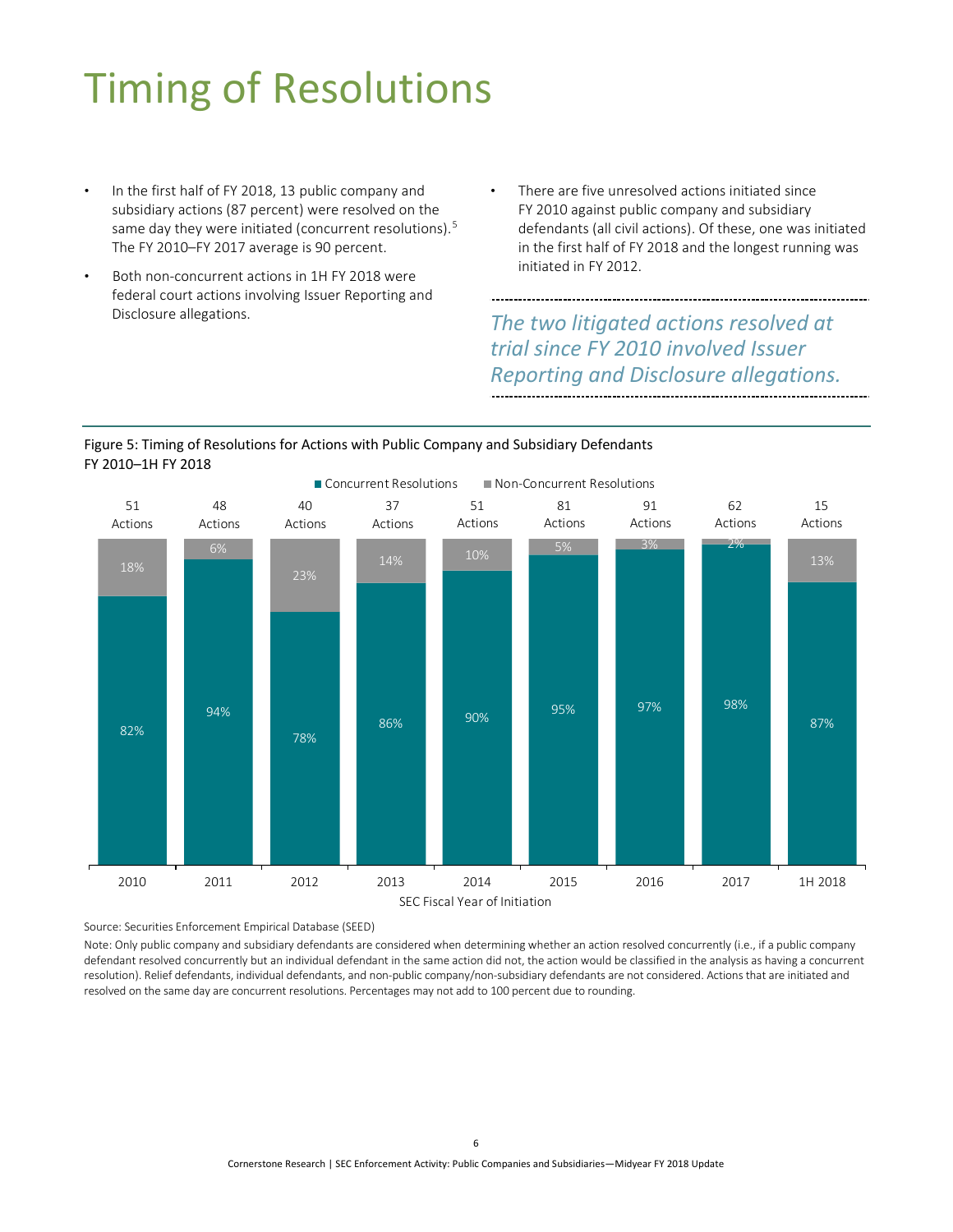# Timing of Resolutions

- In the first half of FY 2018, 13 public company and subsidiary actions (87 percent) were resolved on the same day they were initiated (concurrent resolutions).[5] The FY 2010–FY 2017 average is 90 percent.
- Both non-concurrent actions in 1H FY 2018 were federal court actions involving Issuer Reporting and Disclosure allegations.
- There are five unresolved actions initiated since FY 2010 against public company and subsidiary defendants (all civil actions). Of these, one was initiated in the first half of FY 2018 and the longest running was initiated in FY 2012.

*The two litigated actions resolved at trial since FY 2010 involved Issuer Reporting and Disclosure allegations.*

Figure 5: Timing of Resolutions for Actions with Public Company and Subsidiary Defendants
FY 2010–1H FY 2018

| SEC Fiscal Year of Initiation | Actions | Concurrent Resolutions | Non-Concurrent Resolutions |
|---|---|---|---|
| 2010 | 51 | 82% | 18% |
| 2011 | 48 | 94% | 6% |
| 2012 | 40 | 78% | 23% |
| 2013 | 37 | 86% | 14% |
| 2014 | 51 | 90% | 10% |
| 2015 | 81 | 95% | 5% |
| 2016 | 91 | 97% | 3% |
| 2017 | 62 | 98% | 2% |
| 1H 2018 | 15 | 87% | 13% |

Source: Securities Enforcement Empirical Database (SEED)

Note: Only public company and subsidiary defendants are considered when determining whether an action resolved concurrently (i.e., if a public company defendant resolved concurrently but an individual defendant in the same action did not, the action would be classified in the analysis as having a concurrent resolution). Relief defendants, individual defendants, and non-public company/non-subsidiary defendants are not considered. Actions that are initiated and resolved on the same day are concurrent resolutions. Percentages may not add to 100 percent due to rounding.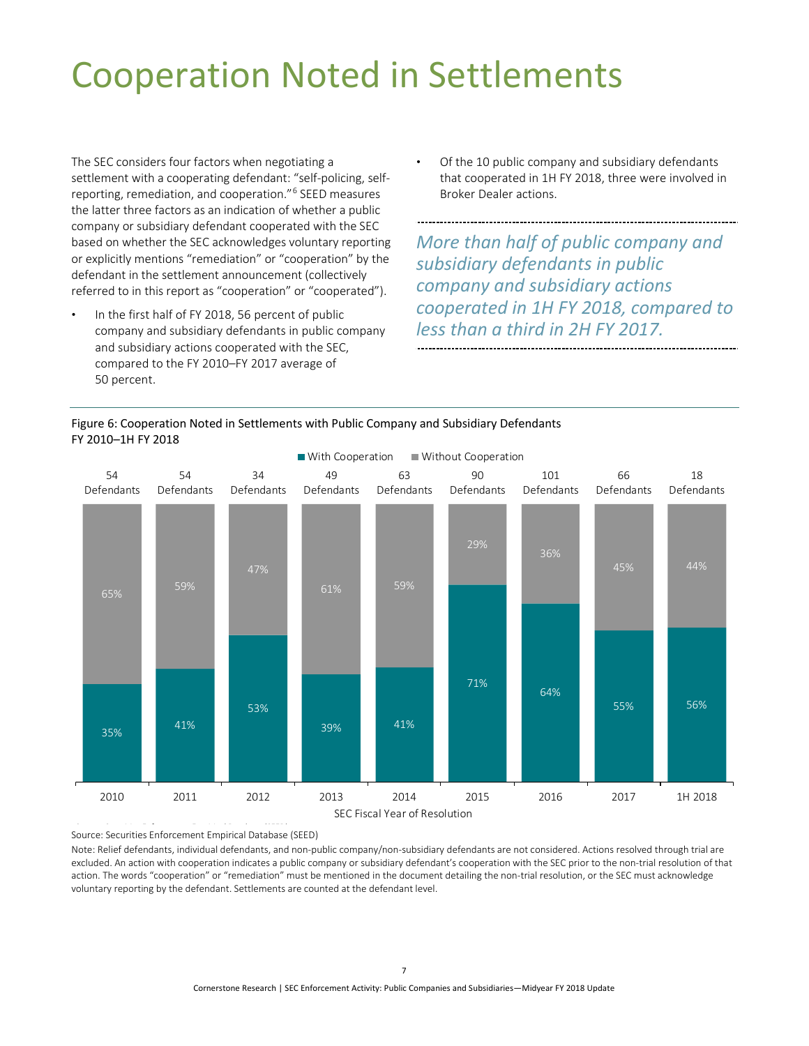# Cooperation Noted in Settlements

The SEC considers four factors when negotiating a settlement with a cooperating defendant: "self-policing, self-reporting, remediation, and cooperation."[6] SEED measures the latter three factors as an indication of whether a public company or subsidiary defendant cooperated with the SEC based on whether the SEC acknowledges voluntary reporting or explicitly mentions "remediation" or "cooperation" by the defendant in the settlement announcement (collectively referred to in this report as "cooperation" or "cooperated").

- In the first half of FY 2018, 56 percent of public company and subsidiary defendants in public company and subsidiary actions cooperated with the SEC, compared to the FY 2010–FY 2017 average of 50 percent.
- Of the 10 public company and subsidiary defendants that cooperated in 1H FY 2018, three were involved in Broker Dealer actions.

*More than half of public company and subsidiary defendants in public company and subsidiary actions cooperated in 1H FY 2018, compared to less than a third in 2H FY 2017.*

Figure 6: Cooperation Noted in Settlements with Public Company and Subsidiary Defendants FY 2010–1H FY 2018

| SEC Fiscal Year of Resolution | Defendants | With Cooperation | Without Cooperation |
| --- | --- | --- | --- |
| 2010 | 54 | 35% | 65% |
| 2011 | 54 | 41% | 59% |
| 2012 | 34 | 53% | 47% |
| 2013 | 49 | 39% | 61% |
| 2014 | 63 | 41% | 59% |
| 2015 | 90 | 71% | 29% |
| 2016 | 101 | 64% | 36% |
| 2017 | 66 | 55% | 45% |
| 1H 2018 | 18 | 56% | 44% |

Source: Securities Enforcement Empirical Database (SEED)

Note: Relief defendants, individual defendants, and non-public company/non-subsidiary defendants are not considered. Actions resolved through trial are excluded. An action with cooperation indicates a public company or subsidiary defendant's cooperation with the SEC prior to the non-trial resolution of that action. The words "cooperation" or "remediation" must be mentioned in the document detailing the non-trial resolution, or the SEC must acknowledge voluntary reporting by the defendant. Settlements are counted at the defendant level.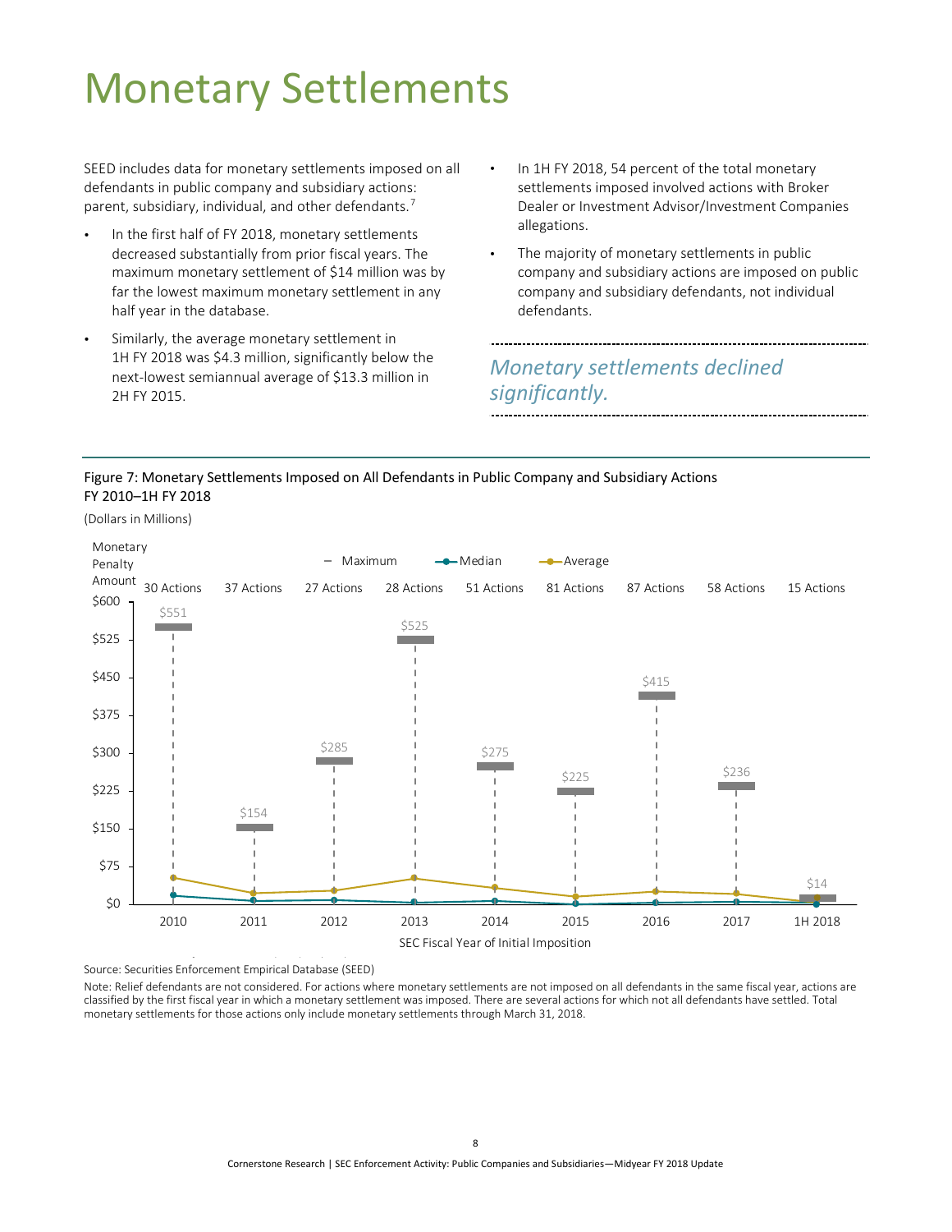# Monetary Settlements

SEED includes data for monetary settlements imposed on all defendants in public company and subsidiary actions: parent, subsidiary, individual, and other defendants.[7]

- In the first half of FY 2018, monetary settlements decreased substantially from prior fiscal years. The maximum monetary settlement of $14 million was by far the lowest maximum monetary settlement in any half year in the database.
- Similarly, the average monetary settlement in 1H FY 2018 was $4.3 million, significantly below the next-lowest semiannual average of $13.3 million in 2H FY 2015.
- In 1H FY 2018, 54 percent of the total monetary settlements imposed involved actions with Broker Dealer or Investment Advisor/Investment Companies allegations.
- The majority of monetary settlements in public company and subsidiary actions are imposed on public company and subsidiary defendants, not individual defendants.

*Monetary settlements declined significantly.*

Figure 7: Monetary Settlements Imposed on All Defendants in Public Company and Subsidiary Actions FY 2010–1H FY 2018

(Dollars in Millions)

| SEC Fiscal Year of Initial Imposition | 2010 | 2011 | 2012 | 2013 | 2014 | 2015 | 2016 | 2017 | 1H 2018 |
|---|---|---|---|---|---|---|---|---|---|
| Actions | 30 Actions | 37 Actions | 27 Actions | 28 Actions | 51 Actions | 81 Actions | 87 Actions | 58 Actions | 15 Actions |
| Maximum | $551 | $154 | $285 | $525 | $275 | $225 | $415 | $236 | $14 |

Source: Securities Enforcement Empirical Database (SEED)

Note: Relief defendants are not considered. For actions where monetary settlements are not imposed on all defendants in the same fiscal year, actions are classified by the first fiscal year in which a monetary settlement was imposed. There are several actions for which not all defendants have settled. Total monetary settlements for those actions only include monetary settlements through March 31, 2018.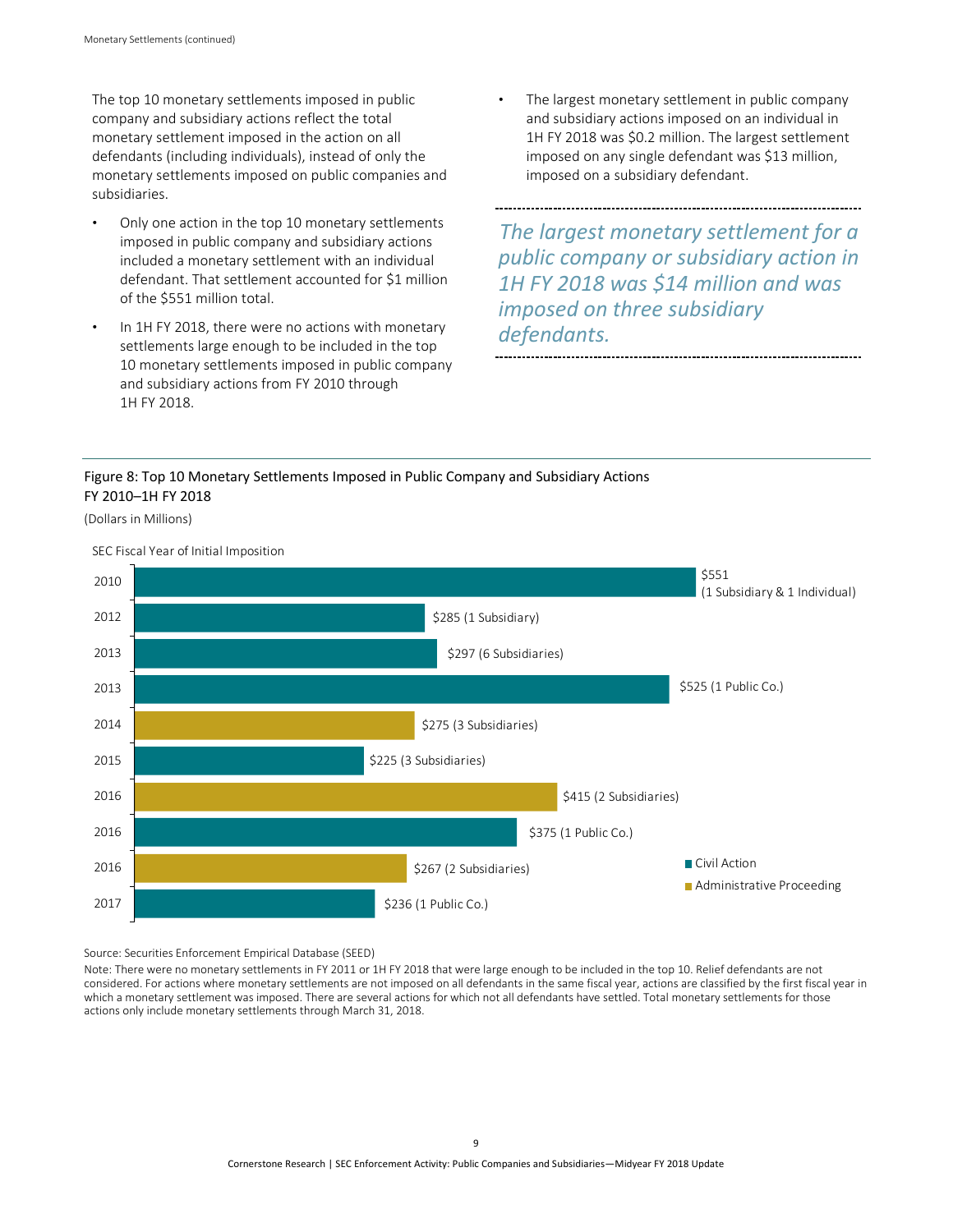The top 10 monetary settlements imposed in public company and subsidiary actions reflect the total monetary settlement imposed in the action on all defendants (including individuals), instead of only the monetary settlements imposed on public companies and subsidiaries.

- Only one action in the top 10 monetary settlements imposed in public company and subsidiary actions included a monetary settlement with an individual defendant. That settlement accounted for $1 million of the $551 million total.
- In 1H FY 2018, there were no actions with monetary settlements large enough to be included in the top 10 monetary settlements imposed in public company and subsidiary actions from FY 2010 through 1H FY 2018.
- The largest monetary settlement in public company and subsidiary actions imposed on an individual in 1H FY 2018 was $0.2 million. The largest settlement imposed on any single defendant was $13 million, imposed on a subsidiary defendant.

*The largest monetary settlement for a public company or subsidiary action in 1H FY 2018 was $14 million and was imposed on three subsidiary defendants.*

Figure 8: Top 10 Monetary Settlements Imposed in Public Company and Subsidiary Actions
FY 2010–1H FY 2018

(Dollars in Millions)

| SEC Fiscal Year of Initial Imposition | Monetary Settlement | Type |
| --- | --- | --- |
| 2010 | $551 (1 Subsidiary & 1 Individual) | Civil Action |
| 2012 | $285 (1 Subsidiary) | Civil Action |
| 2013 | $297 (6 Subsidiaries) | Civil Action |
| 2013 | $525 (1 Public Co.) | Civil Action |
| 2014 | $275 (3 Subsidiaries) | Administrative Proceeding |
| 2015 | $225 (3 Subsidiaries) | Civil Action |
| 2016 | $415 (2 Subsidiaries) | Administrative Proceeding |
| 2016 | $375 (1 Public Co.) | Civil Action |
| 2016 | $267 (2 Subsidiaries) | Administrative Proceeding |
| 2017 | $236 (1 Public Co.) | Civil Action |

Source: Securities Enforcement Empirical Database (SEED)

Note: There were no monetary settlements in FY 2011 or 1H FY 2018 that were large enough to be included in the top 10. Relief defendants are not considered. For actions where monetary settlements are not imposed on all defendants in the same fiscal year, actions are classified by the first fiscal year in which a monetary settlement was imposed. There are several actions for which not all defendants have settled. Total monetary settlements for those actions only include monetary settlements through March 31, 2018.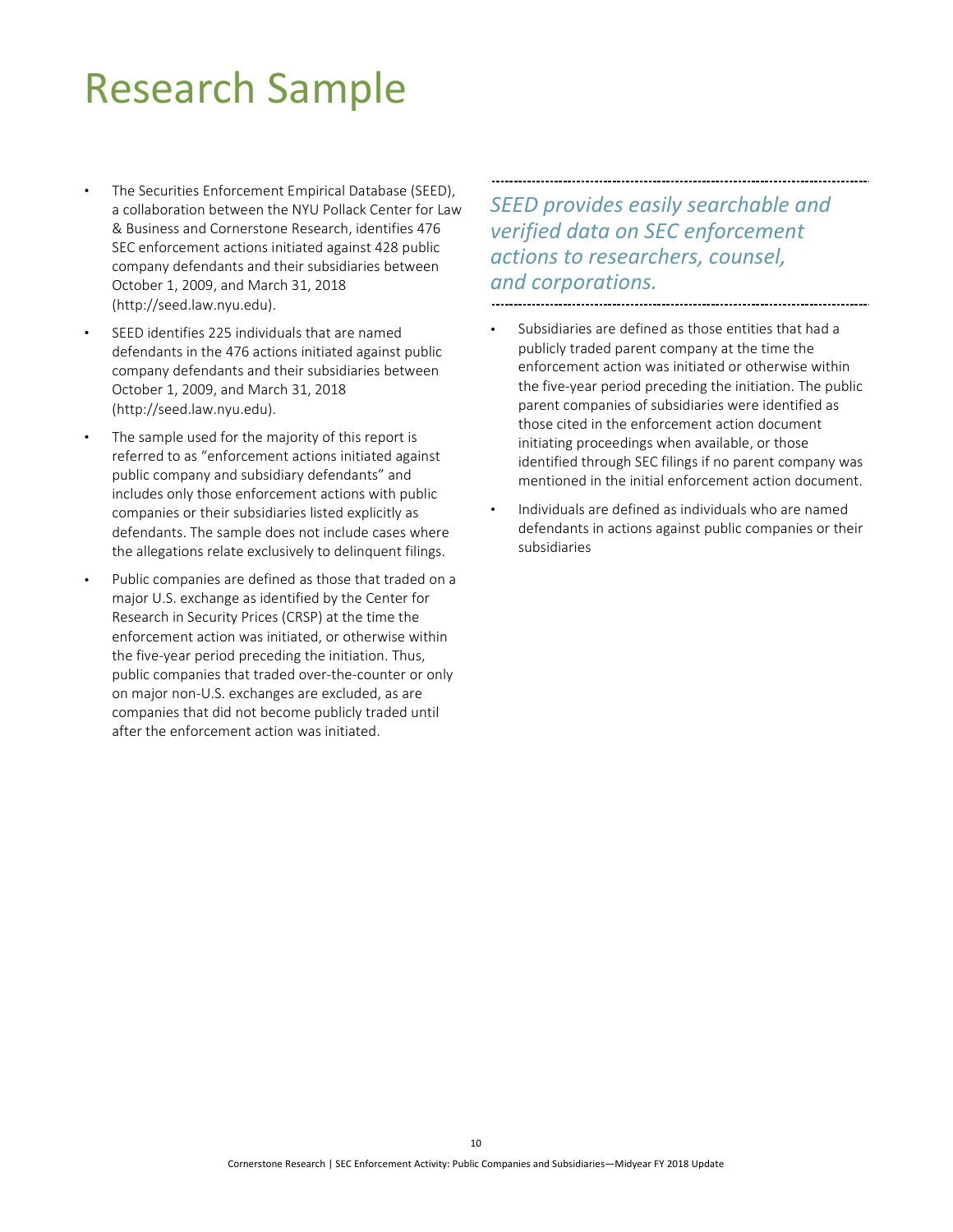# Research Sample

- The Securities Enforcement Empirical Database (SEED), a collaboration between the NYU Pollack Center for Law & Business and Cornerstone Research, identifies 476 SEC enforcement actions initiated against 428 public company defendants and their subsidiaries between October 1, 2009, and March 31, 2018 (http://seed.law.nyu.edu).
- SEED identifies 225 individuals that are named defendants in the 476 actions initiated against public company defendants and their subsidiaries between October 1, 2009, and March 31, 2018 (http://seed.law.nyu.edu).
- The sample used for the majority of this report is referred to as "enforcement actions initiated against public company and subsidiary defendants" and includes only those enforcement actions with public companies or their subsidiaries listed explicitly as defendants. The sample does not include cases where the allegations relate exclusively to delinquent filings.
- Public companies are defined as those that traded on a major U.S. exchange as identified by the Center for Research in Security Prices (CRSP) at the time the enforcement action was initiated, or otherwise within the five-year period preceding the initiation. Thus, public companies that traded over-the-counter or only on major non-U.S. exchanges are excluded, as are companies that did not become publicly traded until after the enforcement action was initiated.

*SEED provides easily searchable and verified data on SEC enforcement actions to researchers, counsel, and corporations.*

- Subsidiaries are defined as those entities that had a publicly traded parent company at the time the enforcement action was initiated or otherwise within the five-year period preceding the initiation. The public parent companies of subsidiaries were identified as those cited in the enforcement action document initiating proceedings when available, or those identified through SEC filings if no parent company was mentioned in the initial enforcement action document.
- Individuals are defined as individuals who are named defendants in actions against public companies or their subsidiaries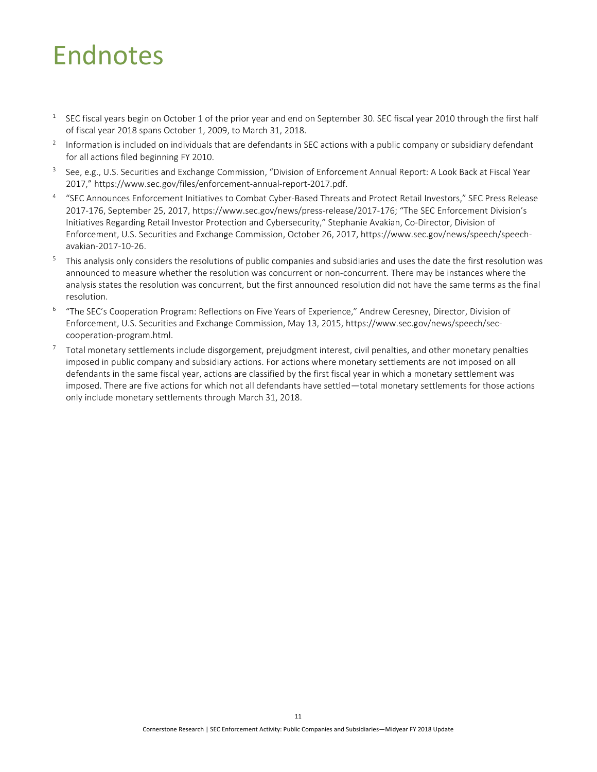# Endnotes

[1] SEC fiscal years begin on October 1 of the prior year and end on September 30. SEC fiscal year 2010 through the first half of fiscal year 2018 spans October 1, 2009, to March 31, 2018.

[2] Information is included on individuals that are defendants in SEC actions with a public company or subsidiary defendant for all actions filed beginning FY 2010.

[3] See, e.g., U.S. Securities and Exchange Commission, "Division of Enforcement Annual Report: A Look Back at Fiscal Year 2017," https://www.sec.gov/files/enforcement-annual-report-2017.pdf.

[4] "SEC Announces Enforcement Initiatives to Combat Cyber-Based Threats and Protect Retail Investors," SEC Press Release 2017-176, September 25, 2017, https://www.sec.gov/news/press-release/2017-176; "The SEC Enforcement Division's Initiatives Regarding Retail Investor Protection and Cybersecurity," Stephanie Avakian, Co-Director, Division of Enforcement, U.S. Securities and Exchange Commission, October 26, 2017, https://www.sec.gov/news/speech/speech-avakian-2017-10-26.

[5] This analysis only considers the resolutions of public companies and subsidiaries and uses the date the first resolution was announced to measure whether the resolution was concurrent or non-concurrent. There may be instances where the analysis states the resolution was concurrent, but the first announced resolution did not have the same terms as the final resolution.

[6] "The SEC's Cooperation Program: Reflections on Five Years of Experience," Andrew Ceresney, Director, Division of Enforcement, U.S. Securities and Exchange Commission, May 13, 2015, https://www.sec.gov/news/speech/sec-cooperation-program.html.

[7] Total monetary settlements include disgorgement, prejudgment interest, civil penalties, and other monetary penalties imposed in public company and subsidiary actions. For actions where monetary settlements are not imposed on all defendants in the same fiscal year, actions are classified by the first fiscal year in which a monetary settlement was imposed. There are five actions for which not all defendants have settled—total monetary settlements for those actions only include monetary settlements through March 31, 2018.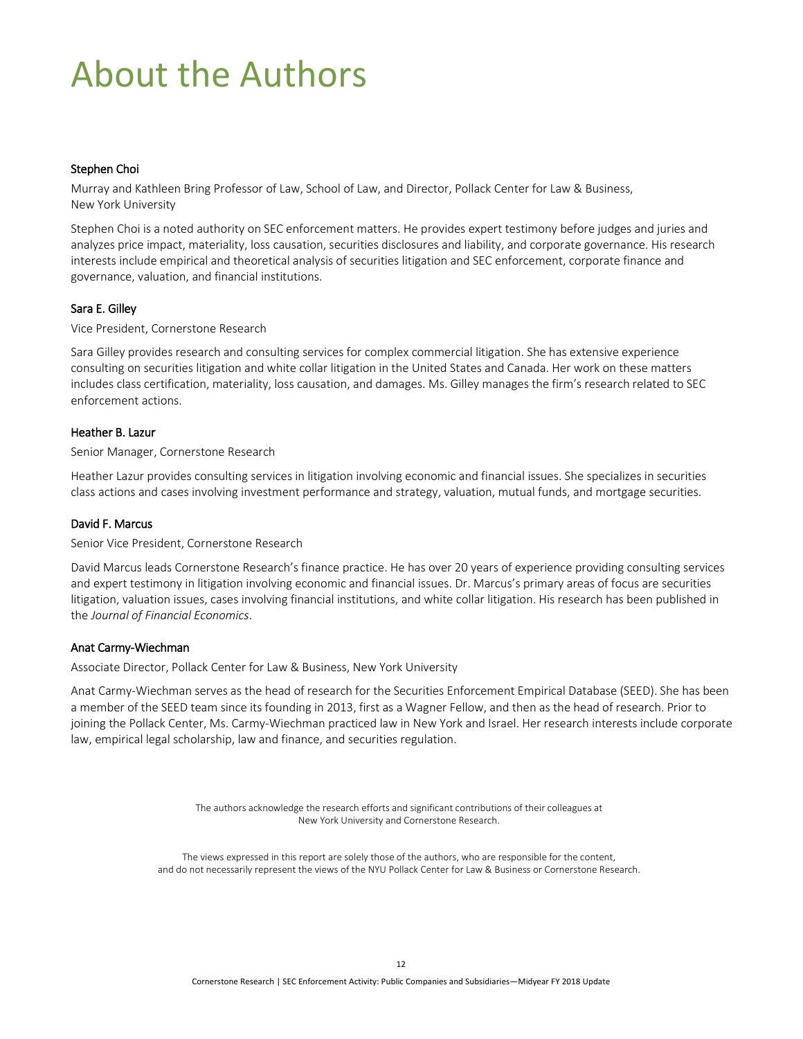# About the Authors

### Stephen Choi

Murray and Kathleen Bring Professor of Law, School of Law, and Director, Pollack Center for Law & Business, New York University

Stephen Choi is a noted authority on SEC enforcement matters. He provides expert testimony before judges and juries and analyzes price impact, materiality, loss causation, securities disclosures and liability, and corporate governance. His research interests include empirical and theoretical analysis of securities litigation and SEC enforcement, corporate finance and governance, valuation, and financial institutions.

### Sara E. Gilley

Vice President, Cornerstone Research

Sara Gilley provides research and consulting services for complex commercial litigation. She has extensive experience consulting on securities litigation and white collar litigation in the United States and Canada. Her work on these matters includes class certification, materiality, loss causation, and damages. Ms. Gilley manages the firm's research related to SEC enforcement actions.

### Heather B. Lazur

Senior Manager, Cornerstone Research

Heather Lazur provides consulting services in litigation involving economic and financial issues. She specializes in securities class actions and cases involving investment performance and strategy, valuation, mutual funds, and mortgage securities.

### David F. Marcus

Senior Vice President, Cornerstone Research

David Marcus leads Cornerstone Research's finance practice. He has over 20 years of experience providing consulting services and expert testimony in litigation involving economic and financial issues. Dr. Marcus's primary areas of focus are securities litigation, valuation issues, cases involving financial institutions, and white collar litigation. His research has been published in the *Journal of Financial Economics*.

### Anat Carmy-Wiechman

Associate Director, Pollack Center for Law & Business, New York University

Anat Carmy-Wiechman serves as the head of research for the Securities Enforcement Empirical Database (SEED). She has been a member of the SEED team since its founding in 2013, first as a Wagner Fellow, and then as the head of research. Prior to joining the Pollack Center, Ms. Carmy-Wiechman practiced law in New York and Israel. Her research interests include corporate law, empirical legal scholarship, law and finance, and securities regulation.

The authors acknowledge the research efforts and significant contributions of their colleagues at New York University and Cornerstone Research.

The views expressed in this report are solely those of the authors, who are responsible for the content, and do not necessarily represent the views of the NYU Pollack Center for Law & Business or Cornerstone Research.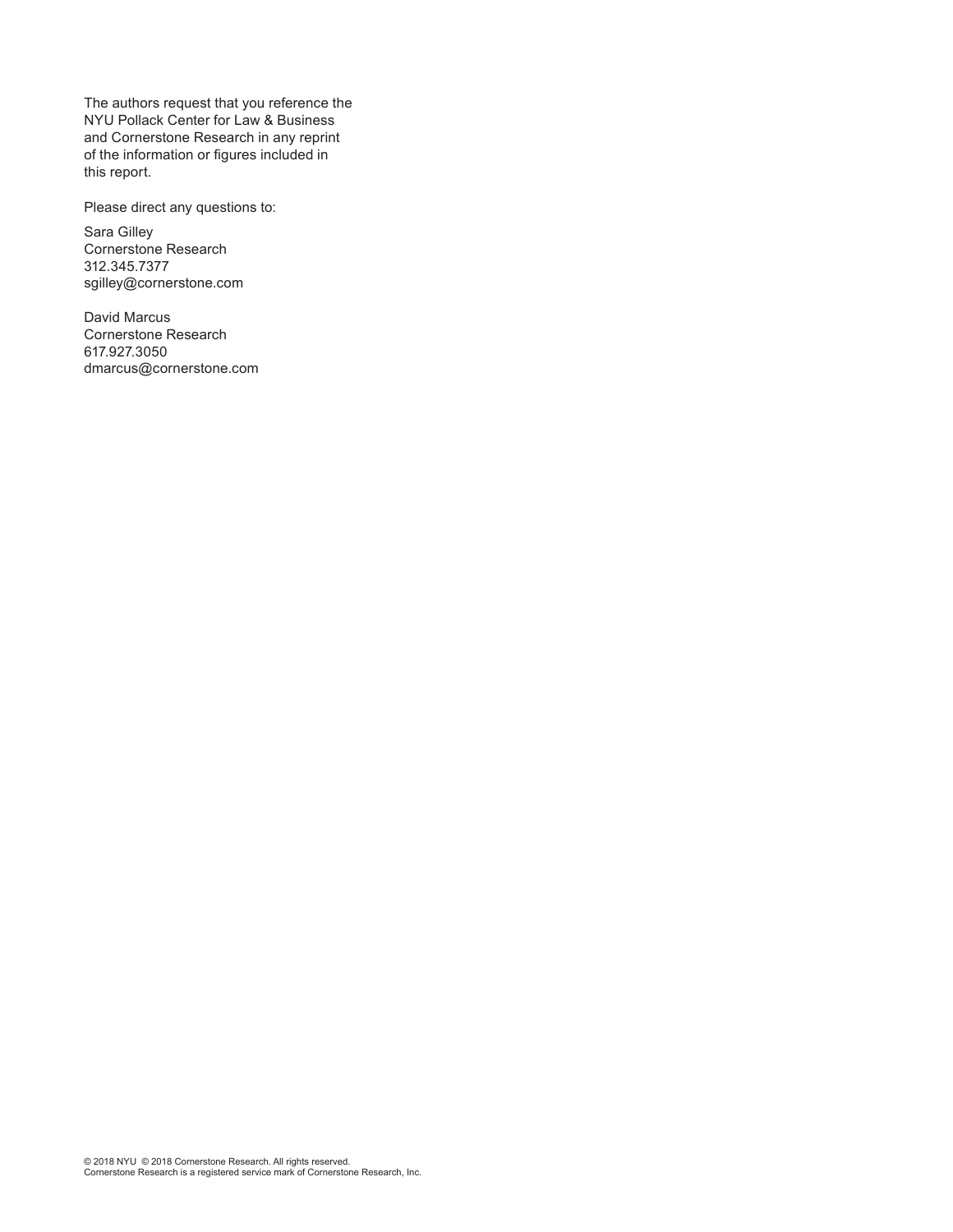The authors request that you reference the NYU Pollack Center for Law & Business and Cornerstone Research in any reprint of the information or figures included in this report.

Please direct any questions to:

Sara Gilley
Cornerstone Research
312.345.7377
sgilley@cornerstone.com

David Marcus
Cornerstone Research
617.927.3050
dmarcus@cornerstone.com

© 2018 NYU © 2018 Cornerstone Research. All rights reserved.
Cornerstone Research is a registered service mark of Cornerstone Research, Inc.